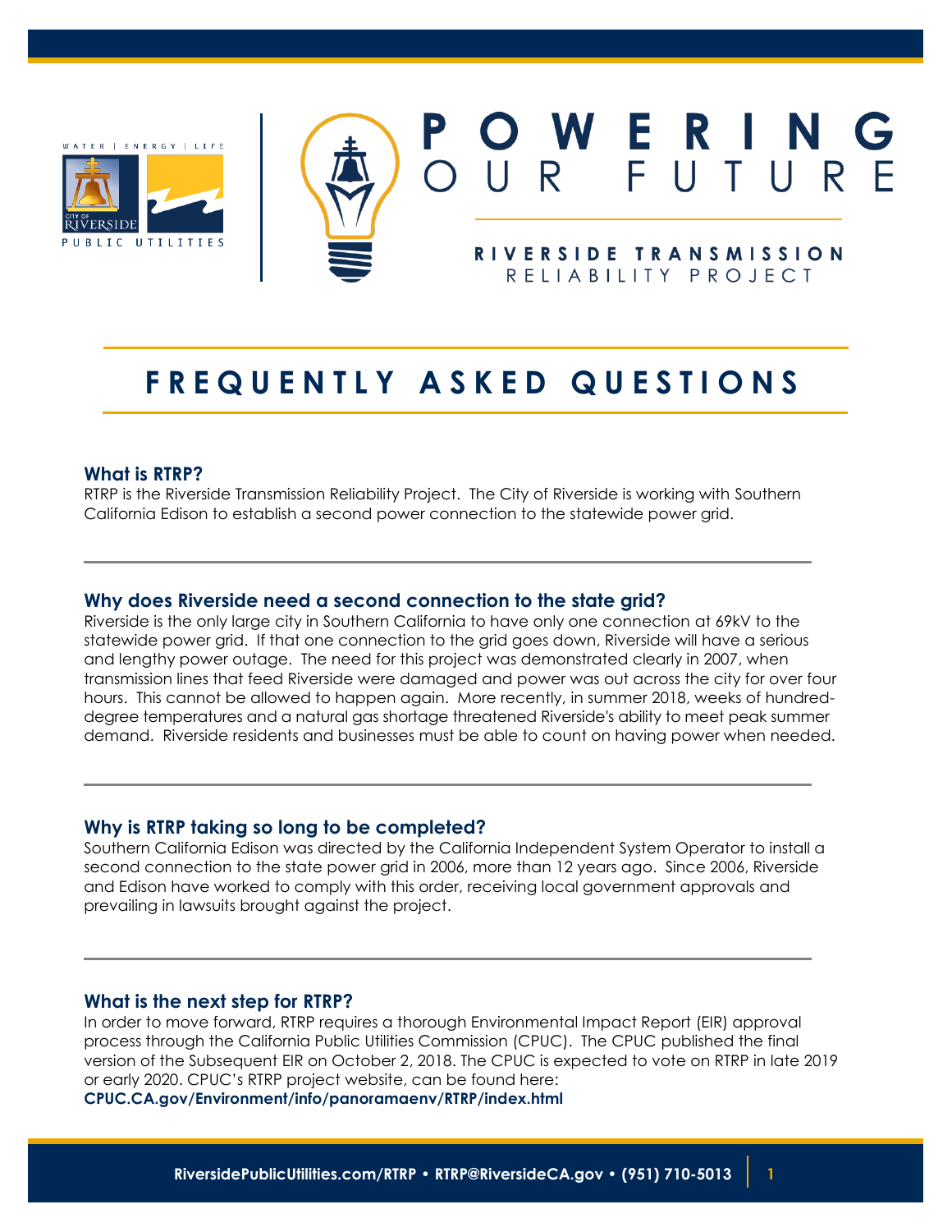WATER | ENERGY | LIFE

CITY OF RIVERSIDE

PUBLIC UTILITIES

# POWERING OUR FUTURE

RIVERSIDE TRANSMISSION RELIABILITY PROJECT

## FREQUENTLY ASKED QUESTIONS

### What is RTRP?

RTRP is the Riverside Transmission Reliability Project. The City of Riverside is working with Southern California Edison to establish a second power connection to the statewide power grid.

---

### Why does Riverside need a second connection to the state grid?

Riverside is the only large city in Southern California to have only one connection at 69kV to the statewide power grid. If that one connection to the grid goes down, Riverside will have a serious and lengthy power outage. The need for this project was demonstrated clearly in 2007, when transmission lines that feed Riverside were damaged and power was out across the city for over four hours. This cannot be allowed to happen again. More recently, in summer 2018, weeks of hundred-degree temperatures and a natural gas shortage threatened Riverside's ability to meet peak summer demand. Riverside residents and businesses must be able to count on having power when needed.

---

### Why is RTRP taking so long to be completed?

Southern California Edison was directed by the California Independent System Operator to install a second connection to the state power grid in 2006, more than 12 years ago. Since 2006, Riverside and Edison have worked to comply with this order, receiving local government approvals and prevailing in lawsuits brought against the project.

---

### What is the next step for RTRP?

In order to move forward, RTRP requires a thorough Environmental Impact Report (EIR) approval process through the California Public Utilities Commission (CPUC). The CPUC published the final version of the Subsequent EIR on October 2, 2018. The CPUC is expected to vote on RTRP in late 2019 or early 2020. CPUC's RTRP project website, can be found here:
**CPUC.CA.gov/Environment/info/panoramaenv/RTRP/index.html**

RiversidePublicUtilities.com/RTRP • RTRP@RiversideCA.gov • (951) 710-5013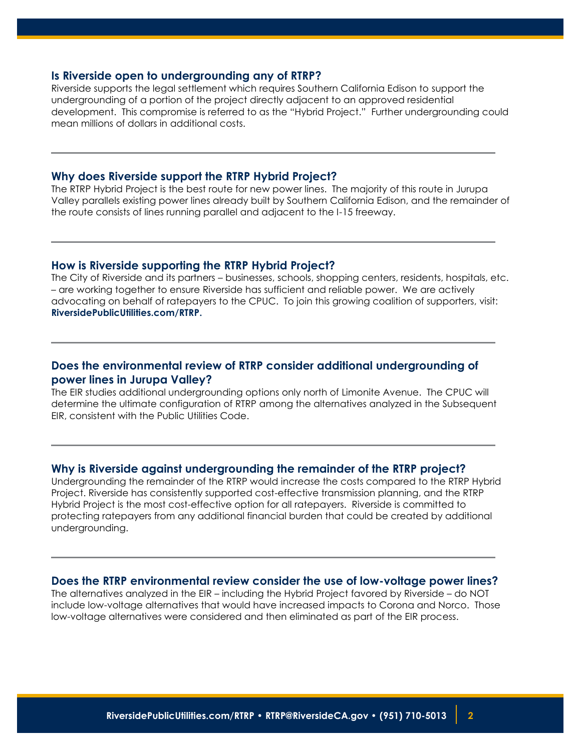### Is Riverside open to undergrounding any of RTRP?

Riverside supports the legal settlement which requires Southern California Edison to support the undergrounding of a portion of the project directly adjacent to an approved residential development. This compromise is referred to as the "Hybrid Project." Further undergrounding could mean millions of dollars in additional costs.

---

### Why does Riverside support the RTRP Hybrid Project?

The RTRP Hybrid Project is the best route for new power lines. The majority of this route in Jurupa Valley parallels existing power lines already built by Southern California Edison, and the remainder of the route consists of lines running parallel and adjacent to the I-15 freeway.

---

### How is Riverside supporting the RTRP Hybrid Project?

The City of Riverside and its partners – businesses, schools, shopping centers, residents, hospitals, etc. – are working together to ensure Riverside has sufficient and reliable power. We are actively advocating on behalf of ratepayers to the CPUC. To join this growing coalition of supporters, visit: **RiversidePublicUtilities.com/RTRP.**

---

### Does the environmental review of RTRP consider additional undergrounding of power lines in Jurupa Valley?

The EIR studies additional undergrounding options only north of Limonite Avenue. The CPUC will determine the ultimate configuration of RTRP among the alternatives analyzed in the Subsequent EIR, consistent with the Public Utilities Code.

---

### Why is Riverside against undergrounding the remainder of the RTRP project?

Undergrounding the remainder of the RTRP would increase the costs compared to the RTRP Hybrid Project. Riverside has consistently supported cost-effective transmission planning, and the RTRP Hybrid Project is the most cost-effective option for all ratepayers. Riverside is committed to protecting ratepayers from any additional financial burden that could be created by additional undergrounding.

---

### Does the RTRP environmental review consider the use of low-voltage power lines?

The alternatives analyzed in the EIR – including the Hybrid Project favored by Riverside – do NOT include low-voltage alternatives that would have increased impacts to Corona and Norco. Those low-voltage alternatives were considered and then eliminated as part of the EIR process.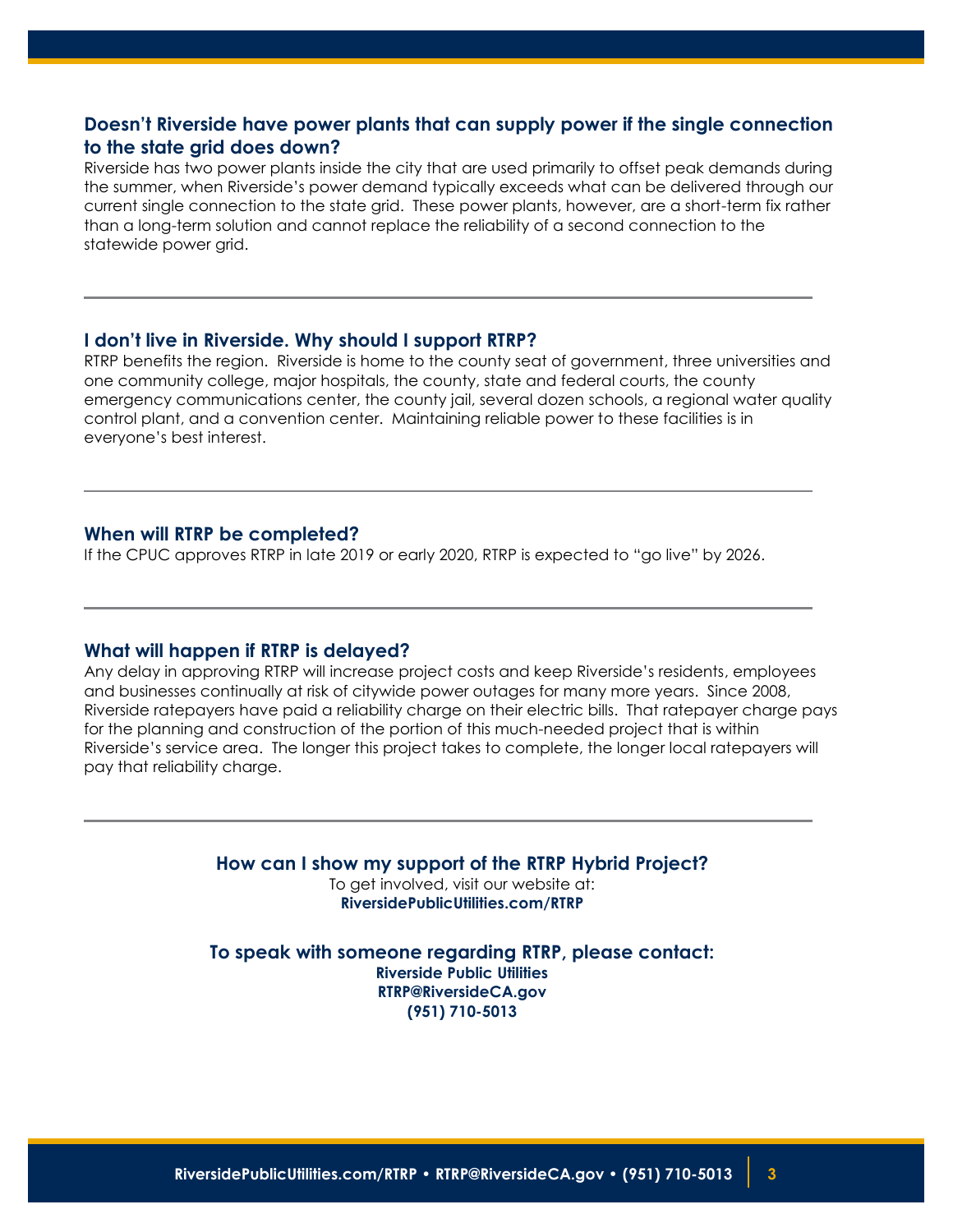### Doesn't Riverside have power plants that can supply power if the single connection to the state grid does down?

Riverside has two power plants inside the city that are used primarily to offset peak demands during the summer, when Riverside's power demand typically exceeds what can be delivered through our current single connection to the state grid. These power plants, however, are a short-term fix rather than a long-term solution and cannot replace the reliability of a second connection to the statewide power grid.

---

### I don't live in Riverside. Why should I support RTRP?

RTRP benefits the region. Riverside is home to the county seat of government, three universities and one community college, major hospitals, the county, state and federal courts, the county emergency communications center, the county jail, several dozen schools, a regional water quality control plant, and a convention center. Maintaining reliable power to these facilities is in everyone's best interest.

---

### When will RTRP be completed?

If the CPUC approves RTRP in late 2019 or early 2020, RTRP is expected to "go live" by 2026.

---

### What will happen if RTRP is delayed?

Any delay in approving RTRP will increase project costs and keep Riverside's residents, employees and businesses continually at risk of citywide power outages for many more years. Since 2008, Riverside ratepayers have paid a reliability charge on their electric bills. That ratepayer charge pays for the planning and construction of the portion of this much-needed project that is within Riverside's service area. The longer this project takes to complete, the longer local ratepayers will pay that reliability charge.

---

### How can I show my support of the RTRP Hybrid Project?

To get involved, visit our website at:
**RiversidePublicUtilities.com/RTRP**

### To speak with someone regarding RTRP, please contact:

**Riverside Public Utilities**
**RTRP@RiversideCA.gov**
**(951) 710-5013**